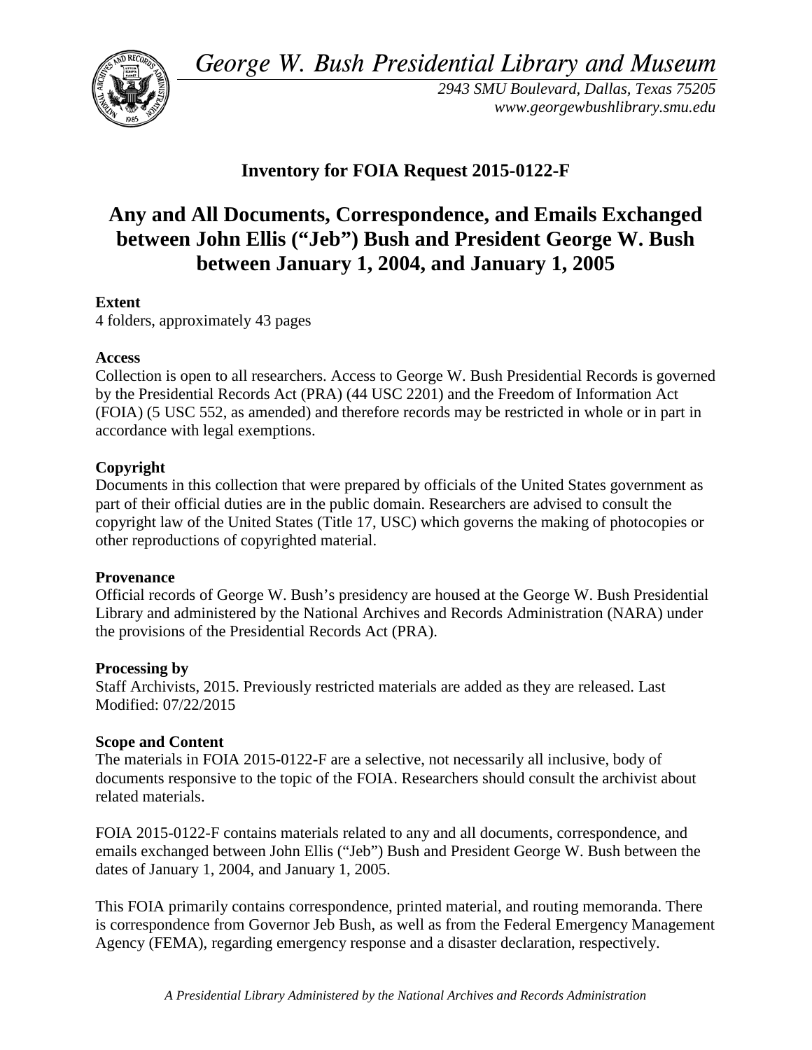*George W. Bush Presidential Library and Museum*

*2943 SMU Boulevard, Dallas, Texas 75205*
*www.georgewbushlibrary.smu.edu*

## Inventory for FOIA Request 2015-0122-F

# Any and All Documents, Correspondence, and Emails Exchanged between John Ellis ("Jeb") Bush and President George W. Bush between January 1, 2004, and January 1, 2005

**Extent**
4 folders, approximately 43 pages

**Access**
Collection is open to all researchers. Access to George W. Bush Presidential Records is governed by the Presidential Records Act (PRA) (44 USC 2201) and the Freedom of Information Act (FOIA) (5 USC 552, as amended) and therefore records may be restricted in whole or in part in accordance with legal exemptions.

**Copyright**
Documents in this collection that were prepared by officials of the United States government as part of their official duties are in the public domain. Researchers are advised to consult the copyright law of the United States (Title 17, USC) which governs the making of photocopies or other reproductions of copyrighted material.

**Provenance**
Official records of George W. Bush's presidency are housed at the George W. Bush Presidential Library and administered by the National Archives and Records Administration (NARA) under the provisions of the Presidential Records Act (PRA).

**Processing by**
Staff Archivists, 2015. Previously restricted materials are added as they are released. Last Modified: 07/22/2015

**Scope and Content**
The materials in FOIA 2015-0122-F are a selective, not necessarily all inclusive, body of documents responsive to the topic of the FOIA. Researchers should consult the archivist about related materials.

FOIA 2015-0122-F contains materials related to any and all documents, correspondence, and emails exchanged between John Ellis ("Jeb") Bush and President George W. Bush between the dates of January 1, 2004, and January 1, 2005.

This FOIA primarily contains correspondence, printed material, and routing memoranda. There is correspondence from Governor Jeb Bush, as well as from the Federal Emergency Management Agency (FEMA), regarding emergency response and a disaster declaration, respectively.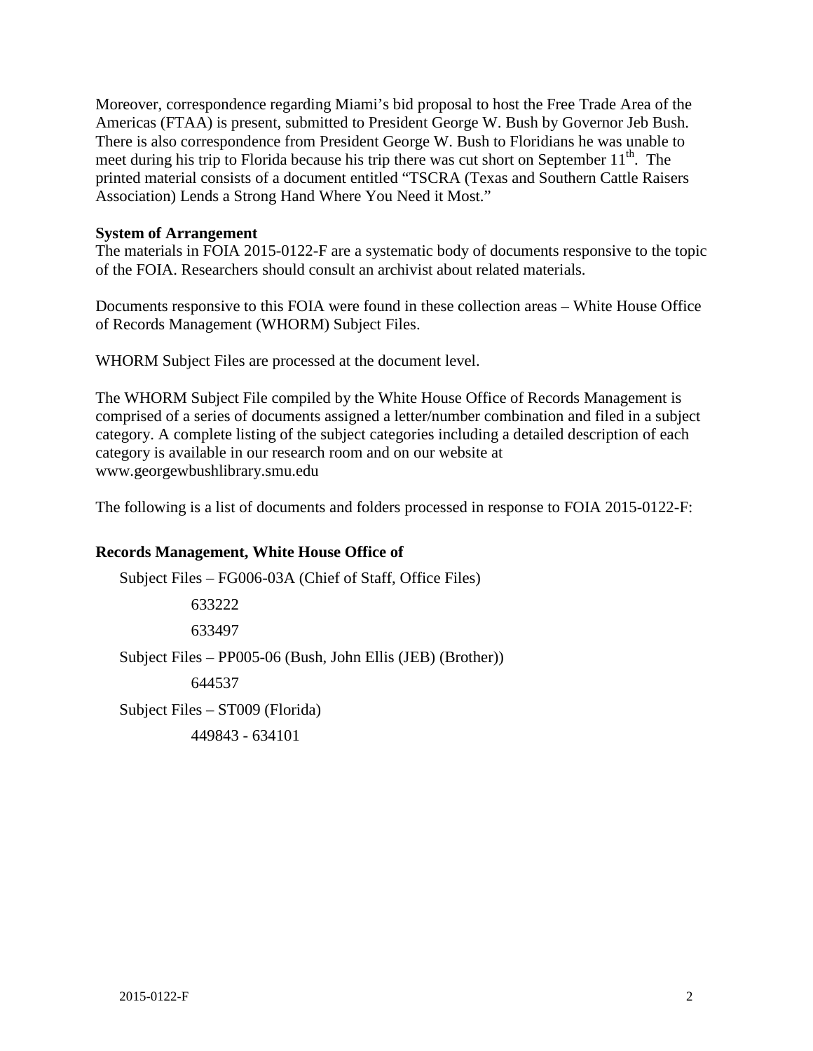Moreover, correspondence regarding Miami's bid proposal to host the Free Trade Area of the Americas (FTAA) is present, submitted to President George W. Bush by Governor Jeb Bush. There is also correspondence from President George W. Bush to Floridians he was unable to meet during his trip to Florida because his trip there was cut short on September 11th. The printed material consists of a document entitled "TSCRA (Texas and Southern Cattle Raisers Association) Lends a Strong Hand Where You Need it Most."

**System of Arrangement**
The materials in FOIA 2015-0122-F are a systematic body of documents responsive to the topic of the FOIA. Researchers should consult an archivist about related materials.

Documents responsive to this FOIA were found in these collection areas – White House Office of Records Management (WHORM) Subject Files.

WHORM Subject Files are processed at the document level.

The WHORM Subject File compiled by the White House Office of Records Management is comprised of a series of documents assigned a letter/number combination and filed in a subject category. A complete listing of the subject categories including a detailed description of each category is available in our research room and on our website at www.georgewbushlibrary.smu.edu

The following is a list of documents and folders processed in response to FOIA 2015-0122-F:

**Records Management, White House Office of**

Subject Files – FG006-03A (Chief of Staff, Office Files)

633222

633497

Subject Files – PP005-06 (Bush, John Ellis (JEB) (Brother))

644537

Subject Files – ST009 (Florida)

449843 - 634101